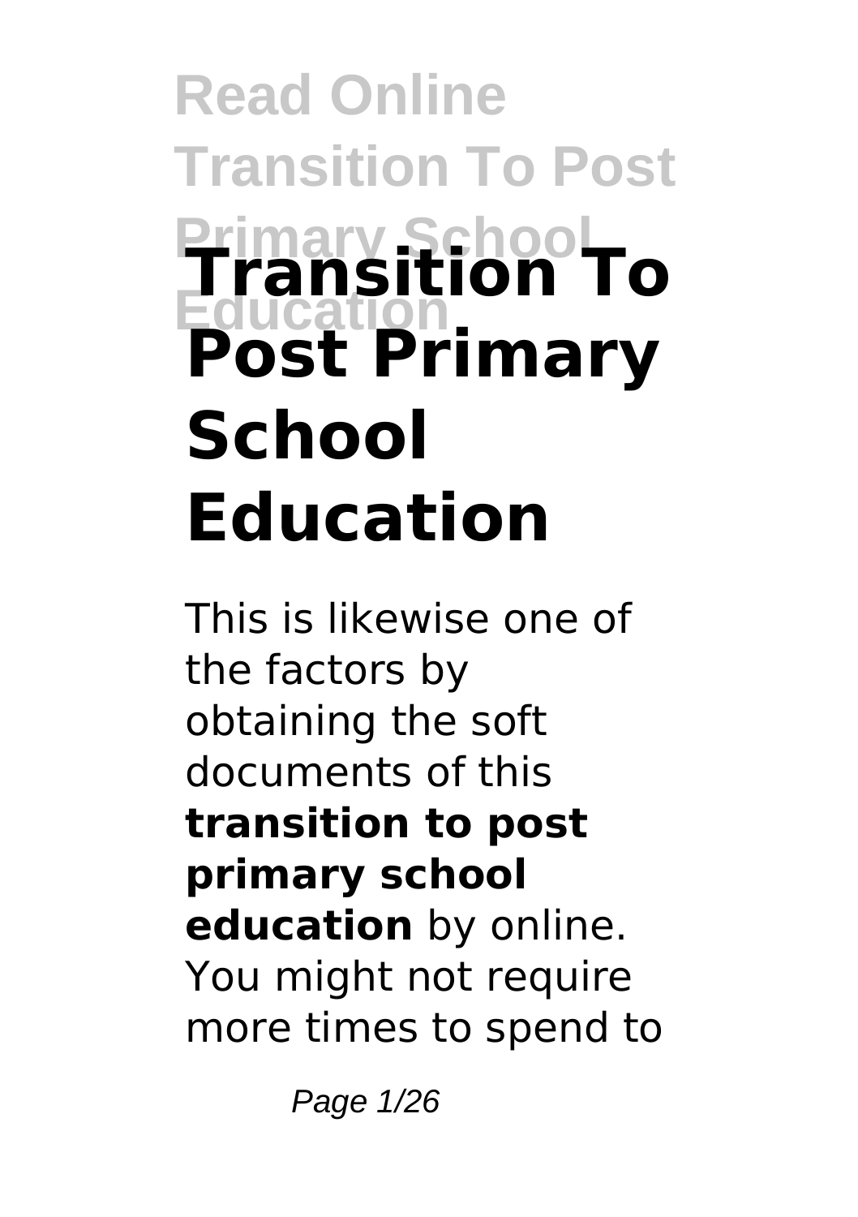# Transition To Post Primary School Education

This is likewise one of the factors by obtaining the soft documents of this **transition to post primary school education** by online. You might not require more times to spend to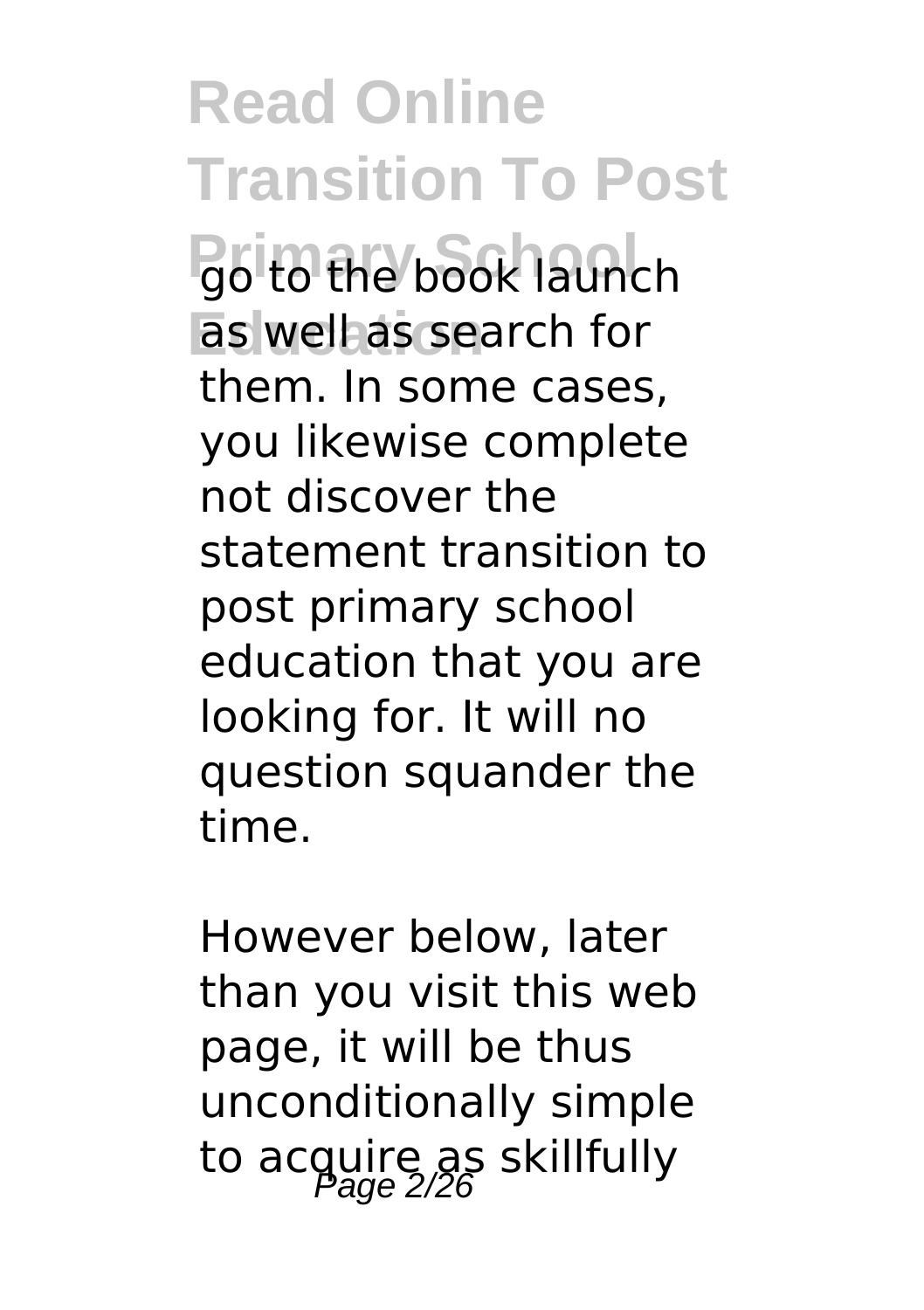go to the book launch as well as search for them. In some cases, you likewise complete not discover the statement transition to post primary school education that you are looking for. It will no question squander the time.

However below, later than you visit this web page, it will be thus unconditionally simple to acquire as skillfully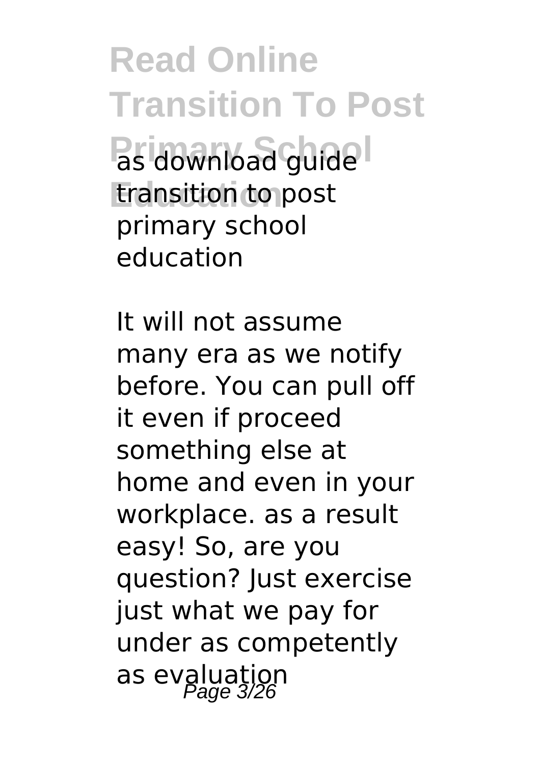as download guide transition to post primary school education

It will not assume many era as we notify before. You can pull off it even if proceed something else at home and even in your workplace. as a result easy! So, are you question? Just exercise just what we pay for under as competently as evaluation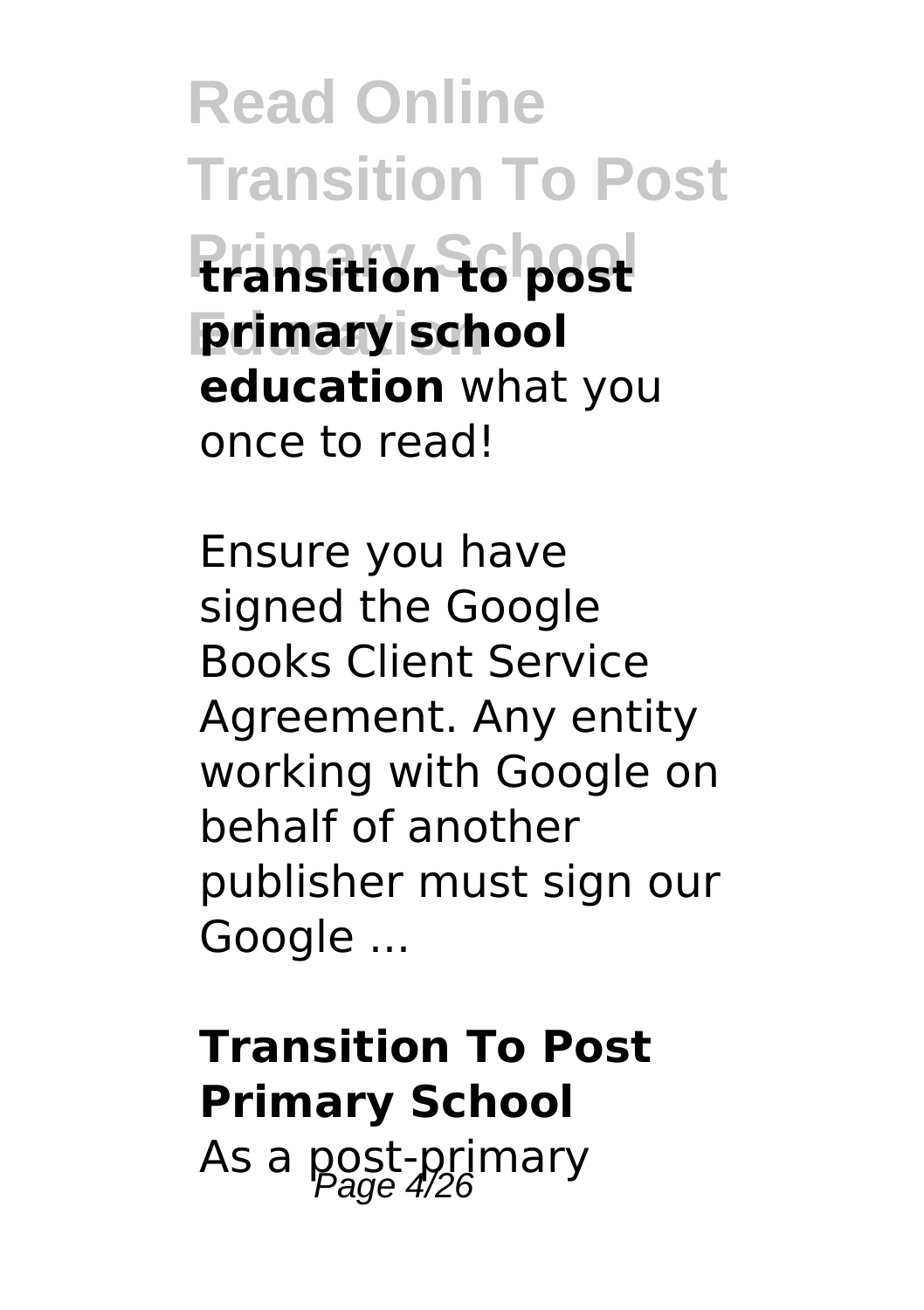**transition to post primary school education** what you once to read!

Ensure you have signed the Google Books Client Service Agreement. Any entity working with Google on behalf of another publisher must sign our Google ...

## Transition To Post Primary School

As a post-primary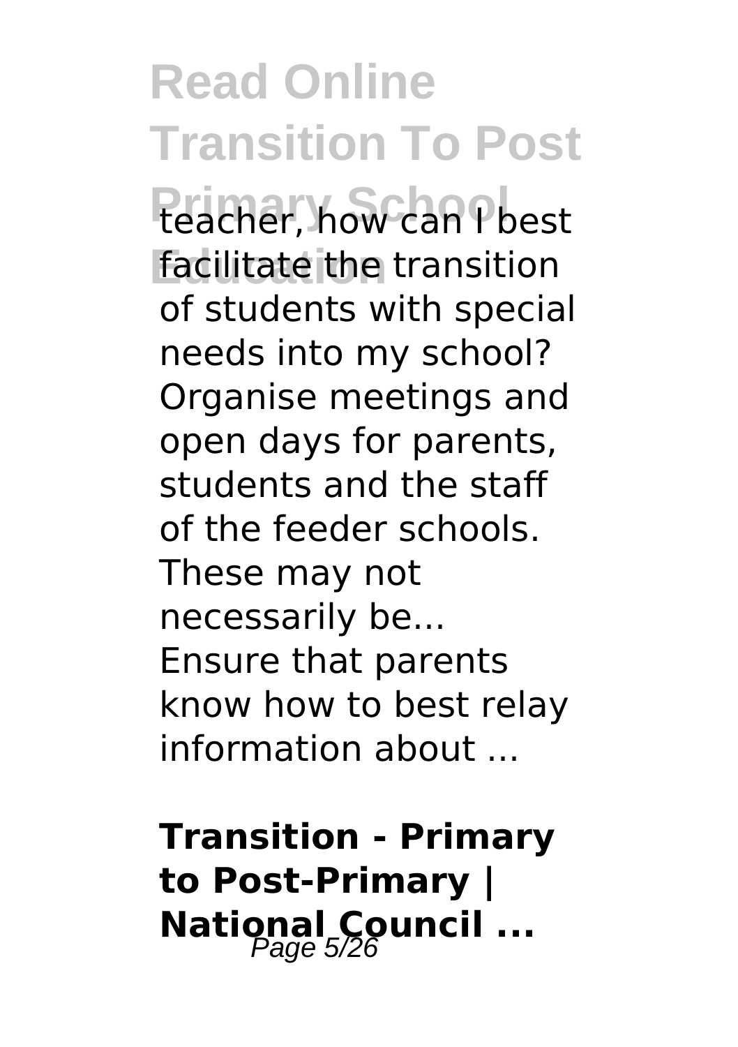teacher, how can I best facilitate the transition of students with special needs into my school? Organise meetings and open days for parents, students and the staff of the feeder schools. These may not necessarily be... Ensure that parents know how to best relay information about ...

**Transition - Primary to Post-Primary | National Council ...**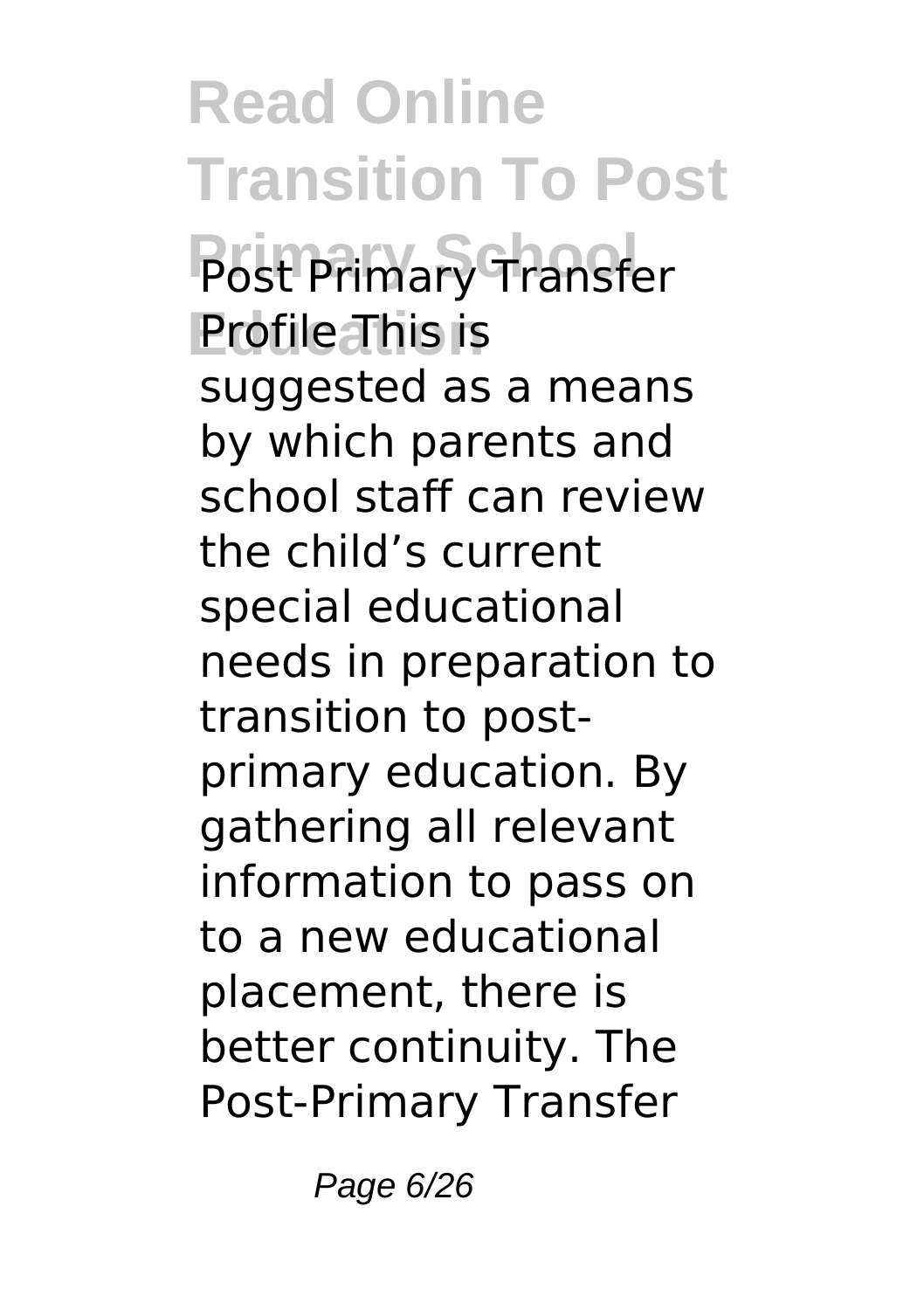Post Primary Transfer Profile This is suggested as a means by which parents and school staff can review the child's current special educational needs in preparation to transition to post-primary education. By gathering all relevant information to pass on to a new educational placement, there is better continuity. The Post-Primary Transfer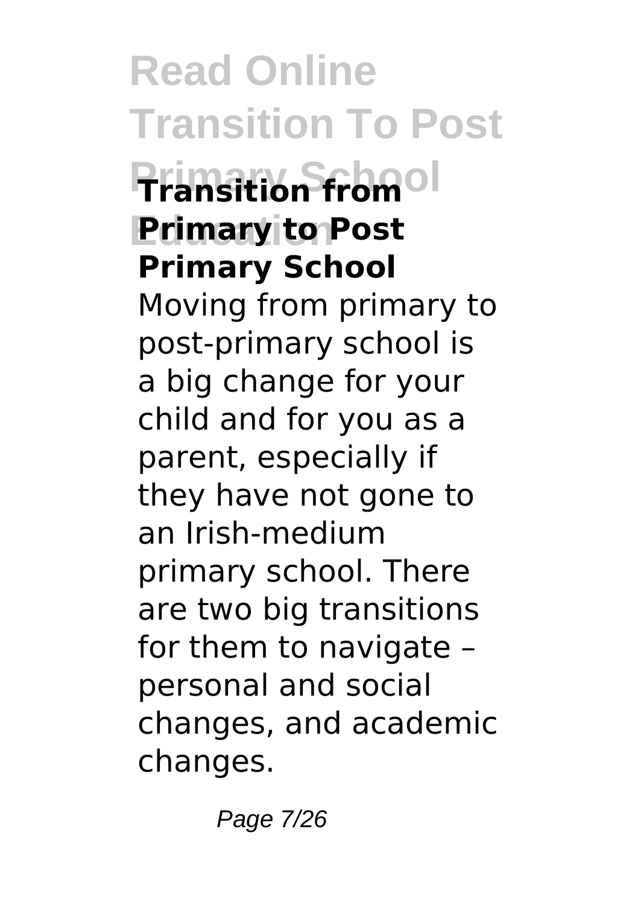### Transition from Primary to Post Primary School

Moving from primary to post-primary school is a big change for your child and for you as a parent, especially if they have not gone to an Irish-medium primary school. There are two big transitions for them to navigate – personal and social changes, and academic changes.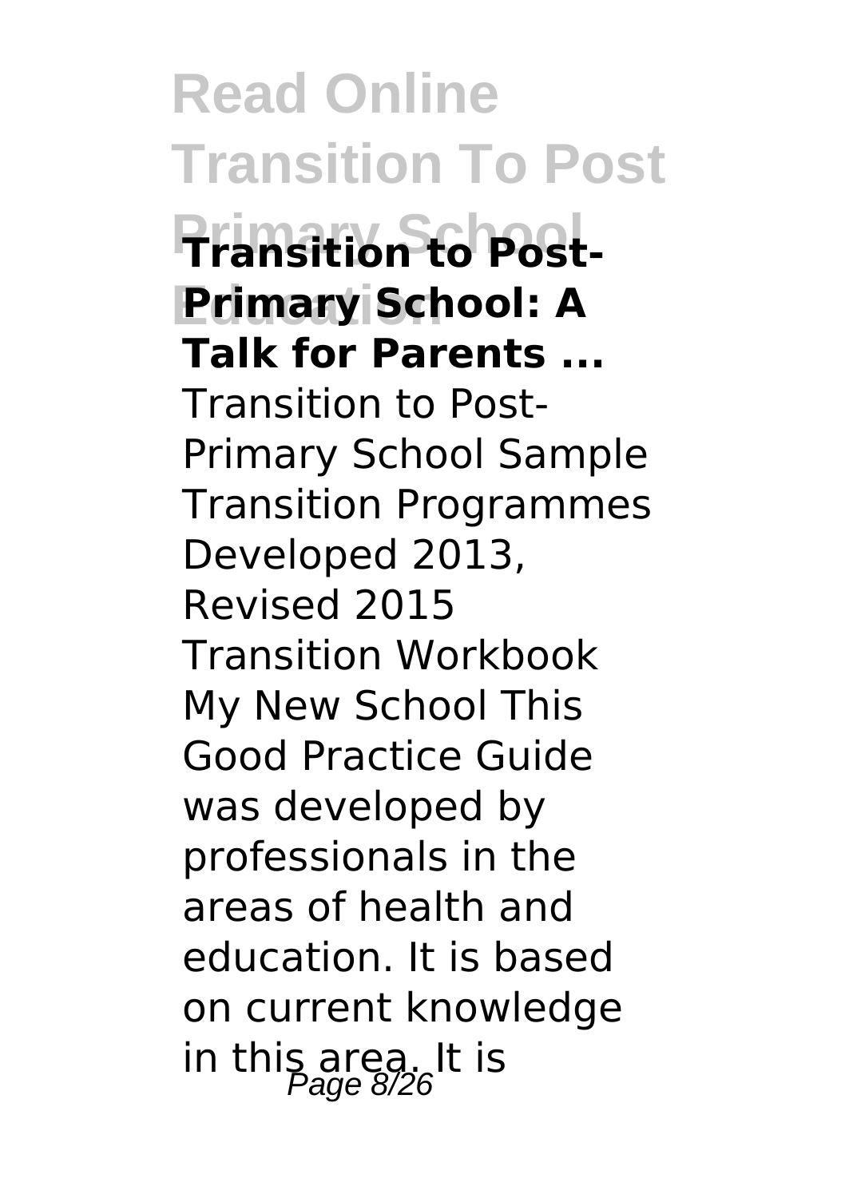**Transition to Post-Primary School: A Talk for Parents ...**

Transition to Post-Primary School Sample Transition Programmes Developed 2013, Revised 2015 Transition Workbook My New School This Good Practice Guide was developed by professionals in the areas of health and education. It is based on current knowledge in this area. It is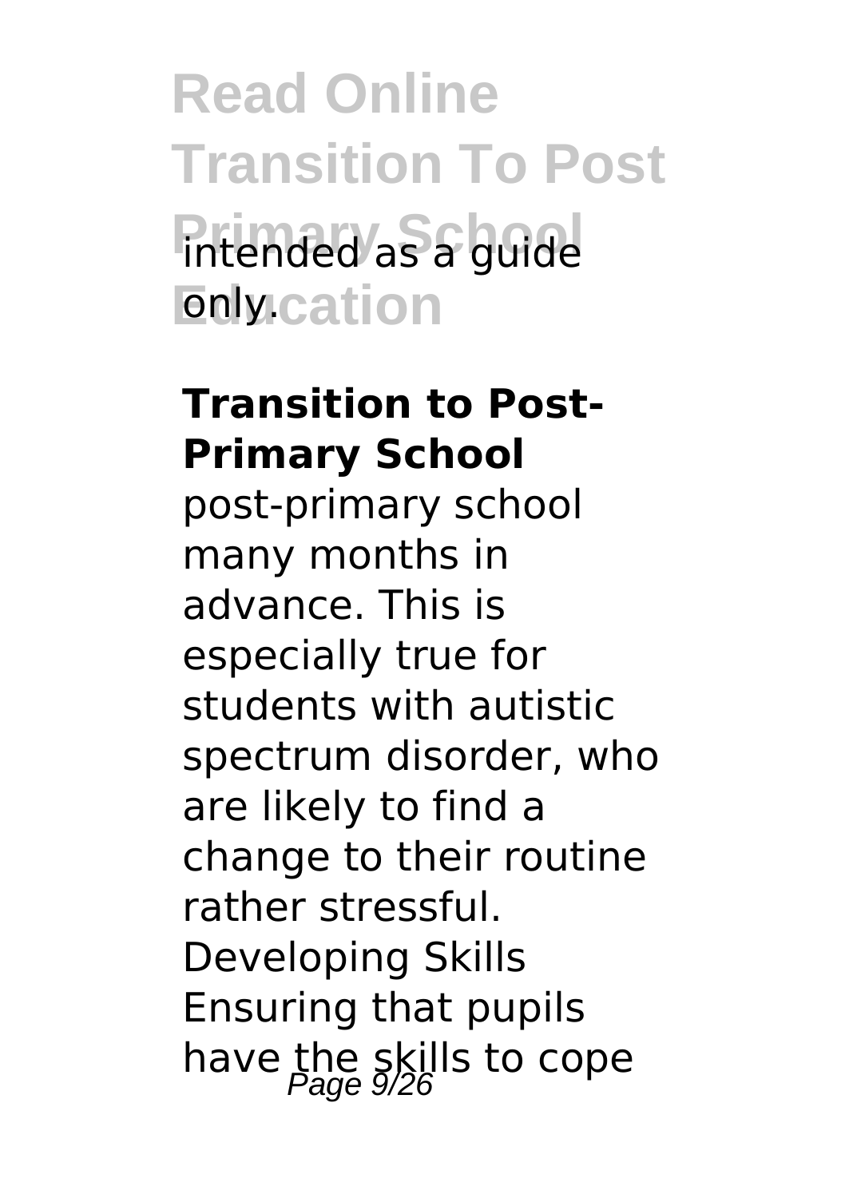intended as a guide only.

### Transition to Post-Primary School

post-primary school many months in advance. This is especially true for students with autistic spectrum disorder, who are likely to find a change to their routine rather stressful. Developing Skills Ensuring that pupils have the skills to cope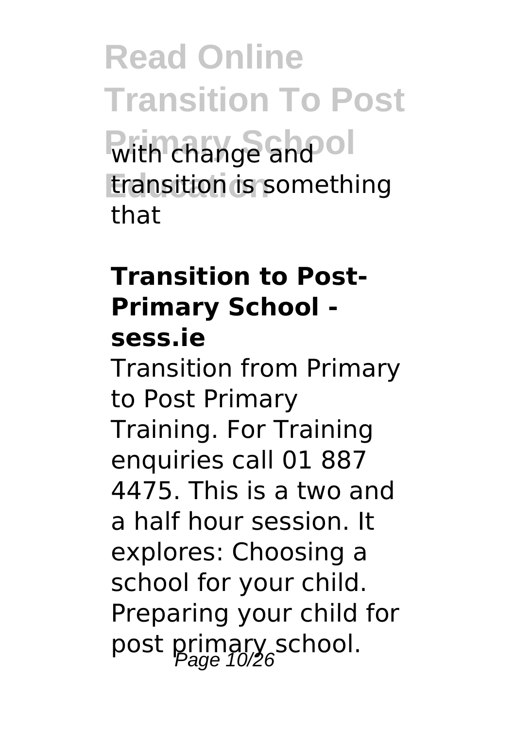with change and transition is something that

### Transition to Post-Primary School - sess.ie

Transition from Primary to Post Primary Training. For Training enquiries call 01 887 4475. This is a two and a half hour session. It explores: Choosing a school for your child. Preparing your child for post primary school.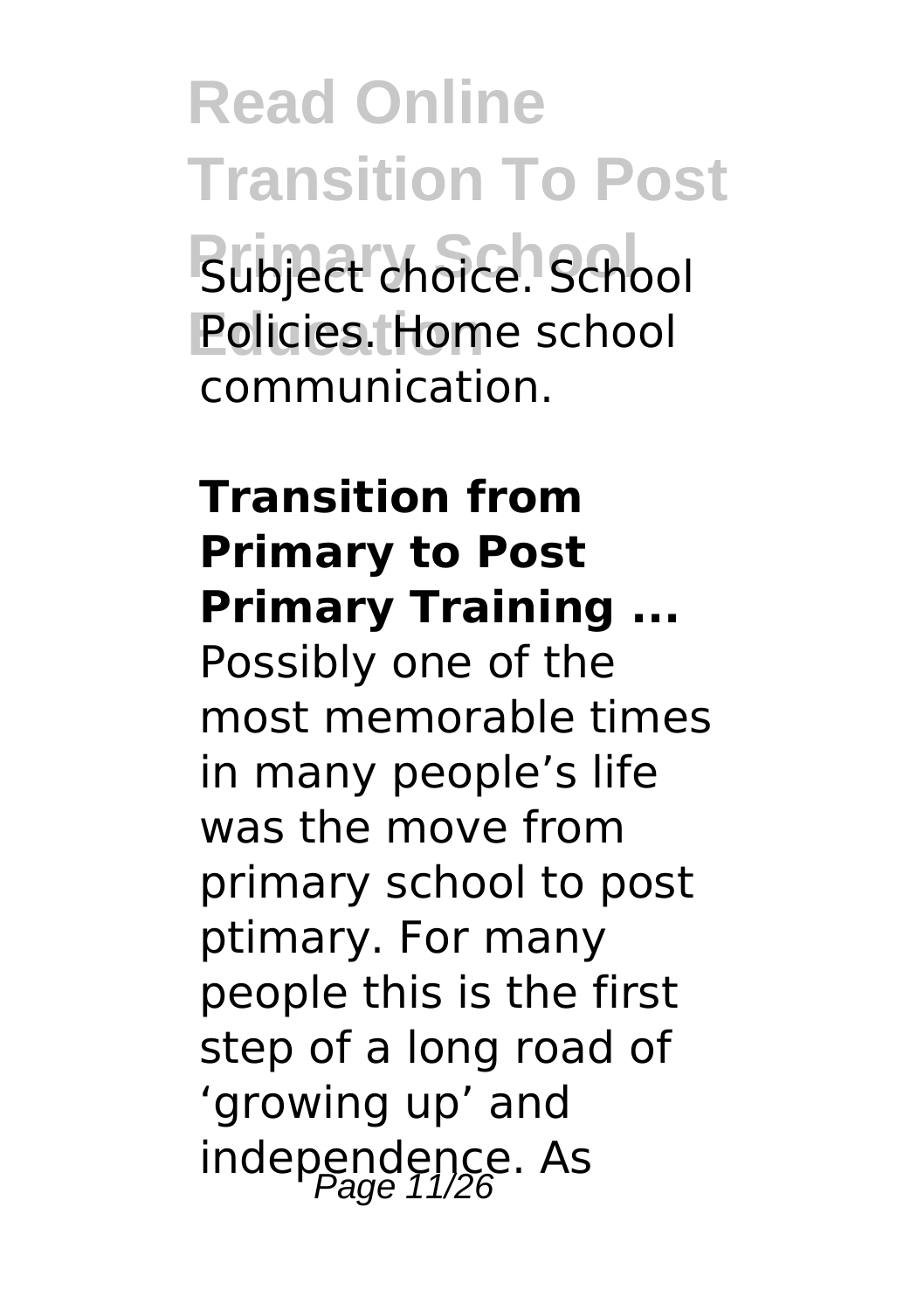Subject choice. School Policies. Home school communication.

**Transition from Primary to Post Primary Training ...**

Possibly one of the most memorable times in many people's life was the move from primary school to post ptimary. For many people this is the first step of a long road of 'growing up' and independence. As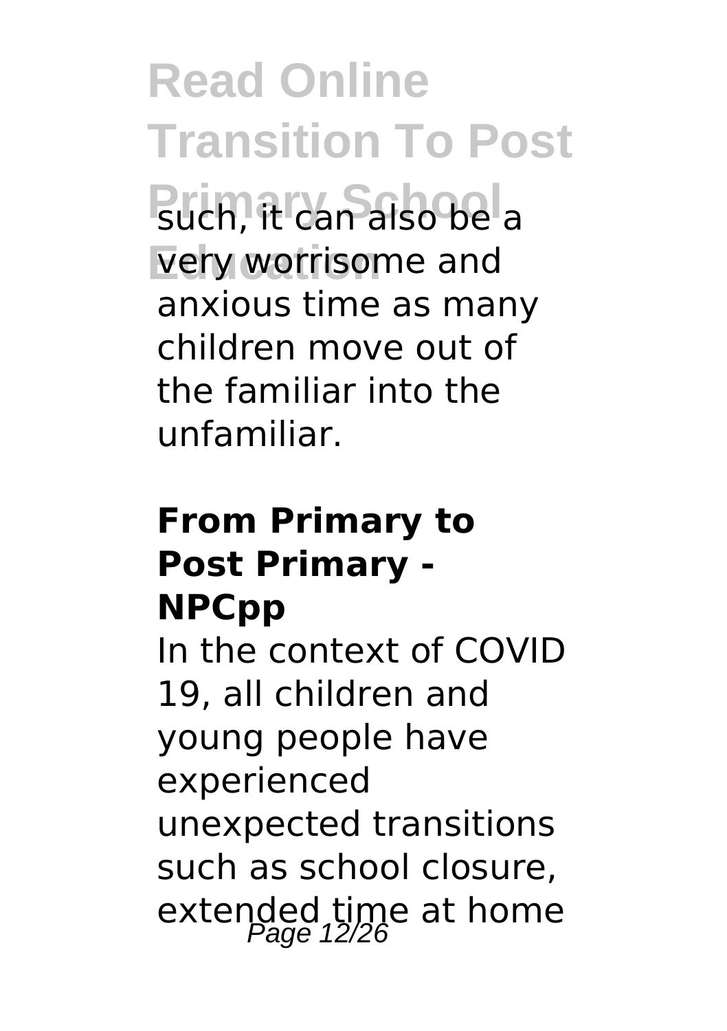such, it can also be a very worrisome and anxious time as many children move out of the familiar into the unfamiliar.

### From Primary to Post Primary - NPCpp

In the context of COVID 19, all children and young people have experienced unexpected transitions such as school closure, extended time at home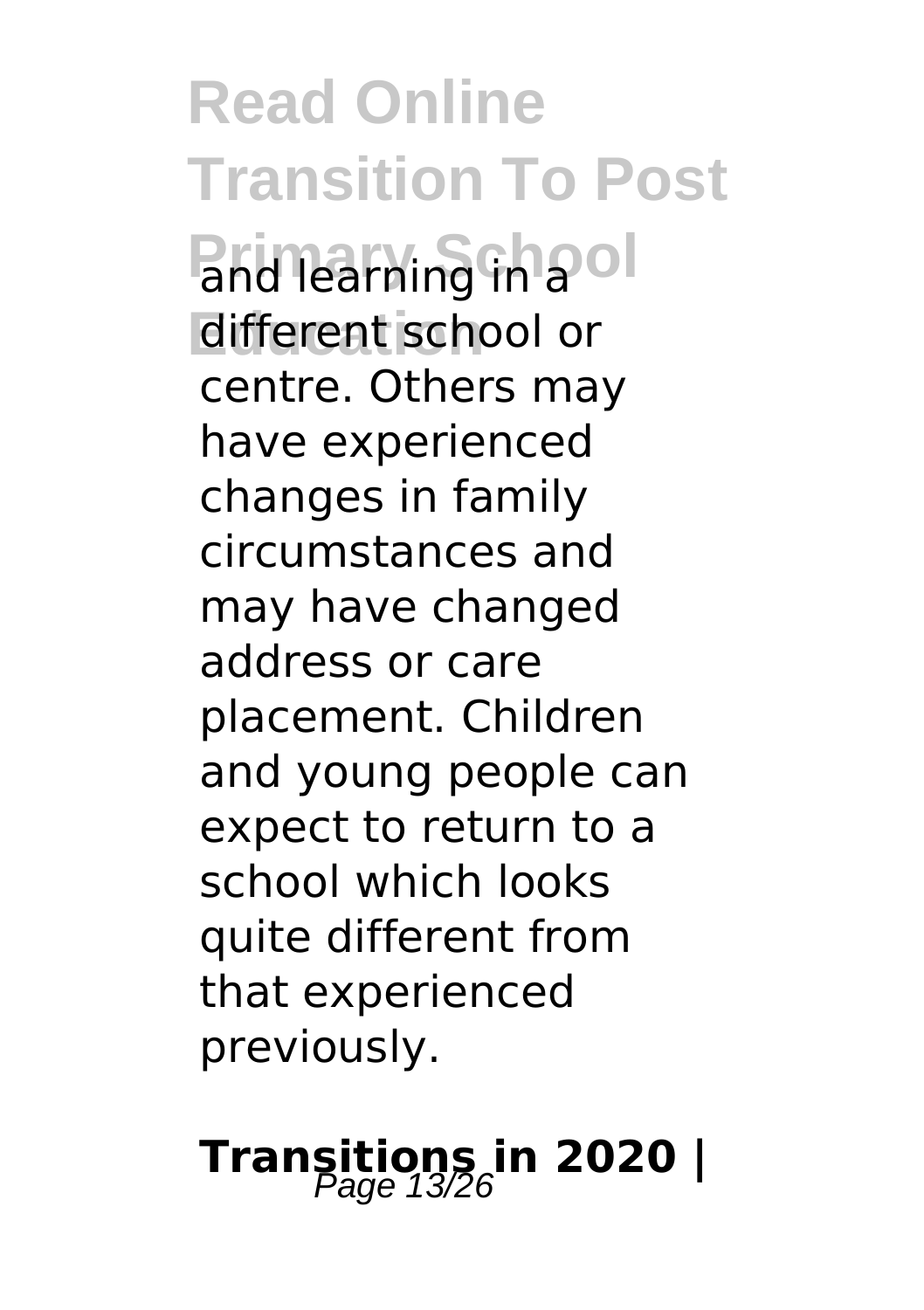and learning in a different school or centre. Others may have experienced changes in family circumstances and may have changed address or care placement. Children and young people can expect to return to a school which looks quite different from that experienced previously.

## Transitions in 2020 |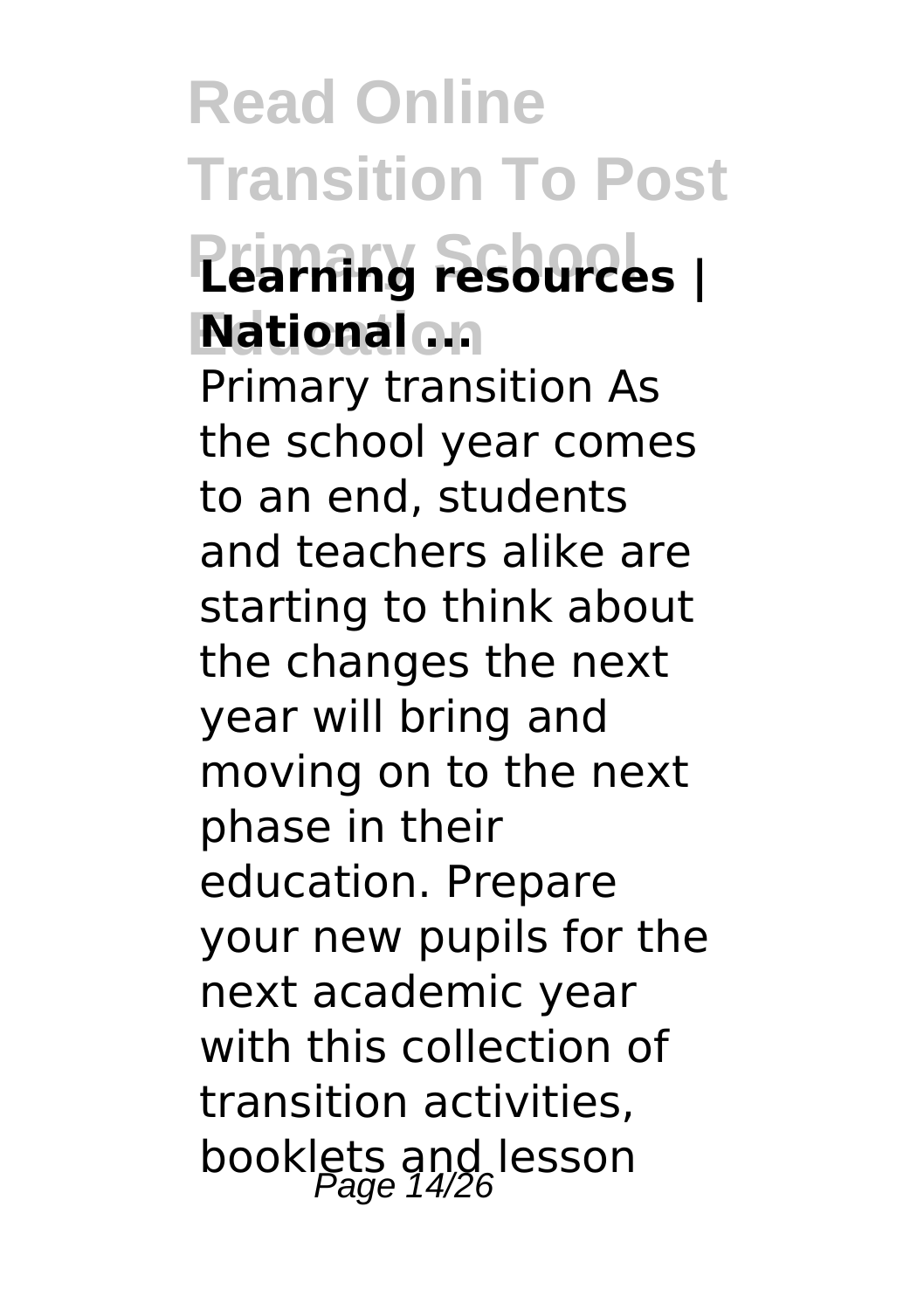**Learning resources | National ...**

Primary transition As the school year comes to an end, students and teachers alike are starting to think about the changes the next year will bring and moving on to the next phase in their education. Prepare your new pupils for the next academic year with this collection of transition activities, booklets and lesson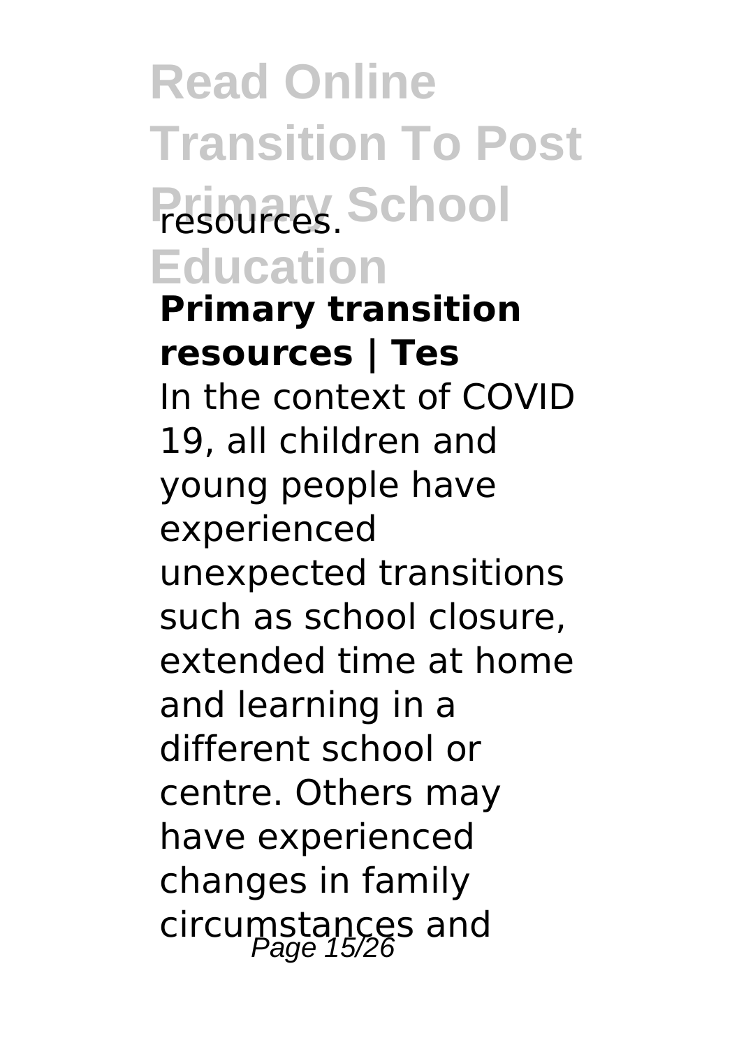resources.

**Primary transition resources | Tes**

In the context of COVID 19, all children and young people have experienced unexpected transitions such as school closure, extended time at home and learning in a different school or centre. Others may have experienced changes in family circumstances and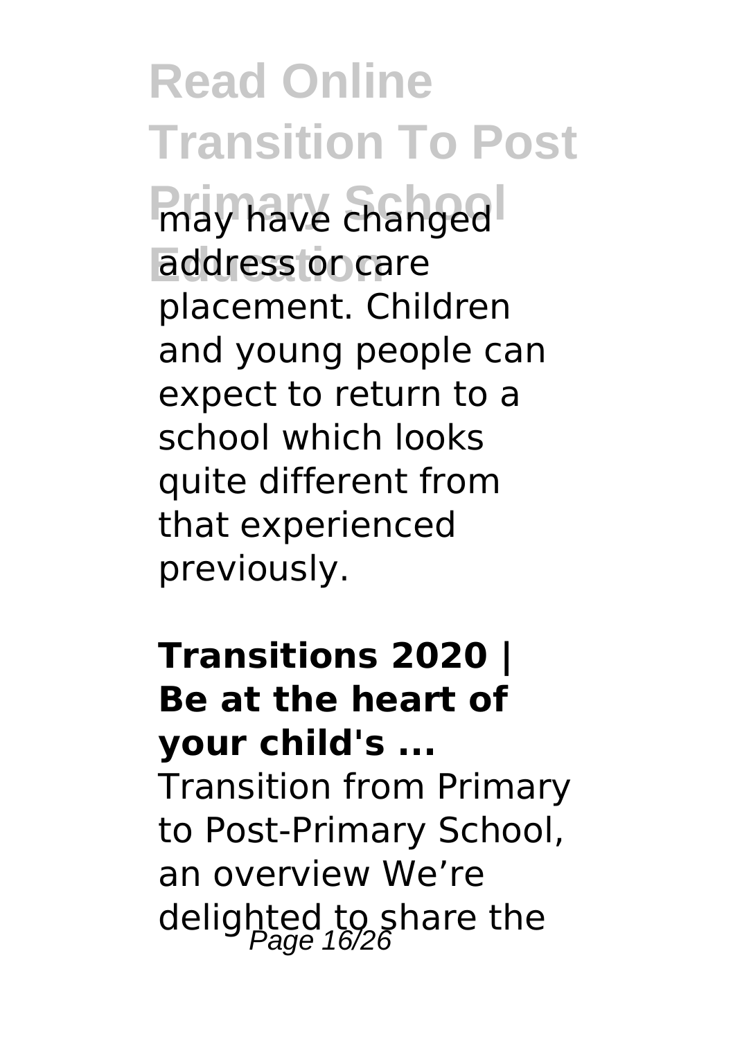may have changed address or care placement. Children and young people can expect to return to a school which looks quite different from that experienced previously.

**Transitions 2020 | Be at the heart of your child's ...**

Transition from Primary to Post-Primary School, an overview We're delighted to share the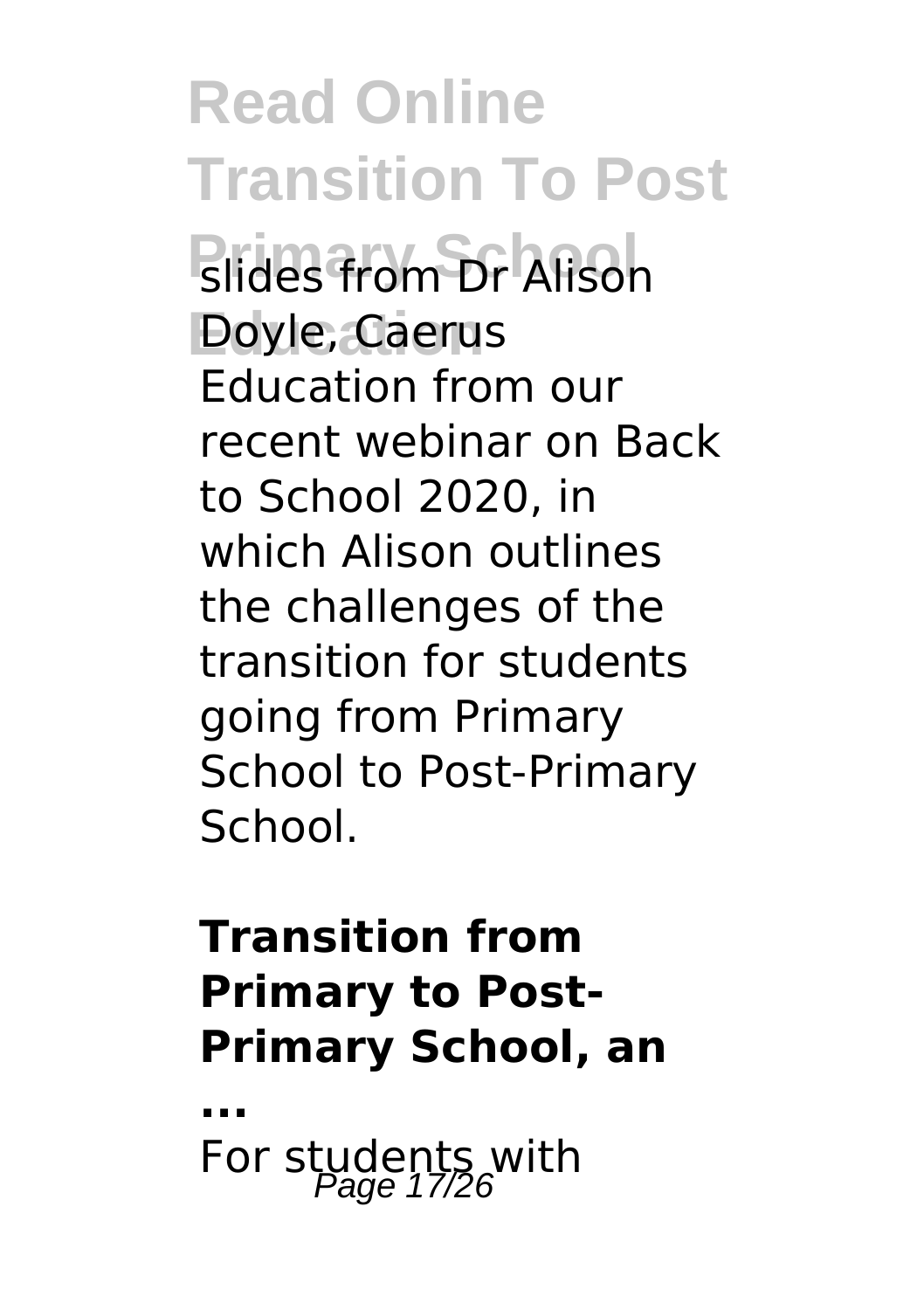slides from Dr Alison Doyle, Caerus Education from our recent webinar on Back to School 2020, in which Alison outlines the challenges of the transition for students going from Primary School to Post-Primary School.

**Transition from Primary to Post-Primary School, an ...**

For students with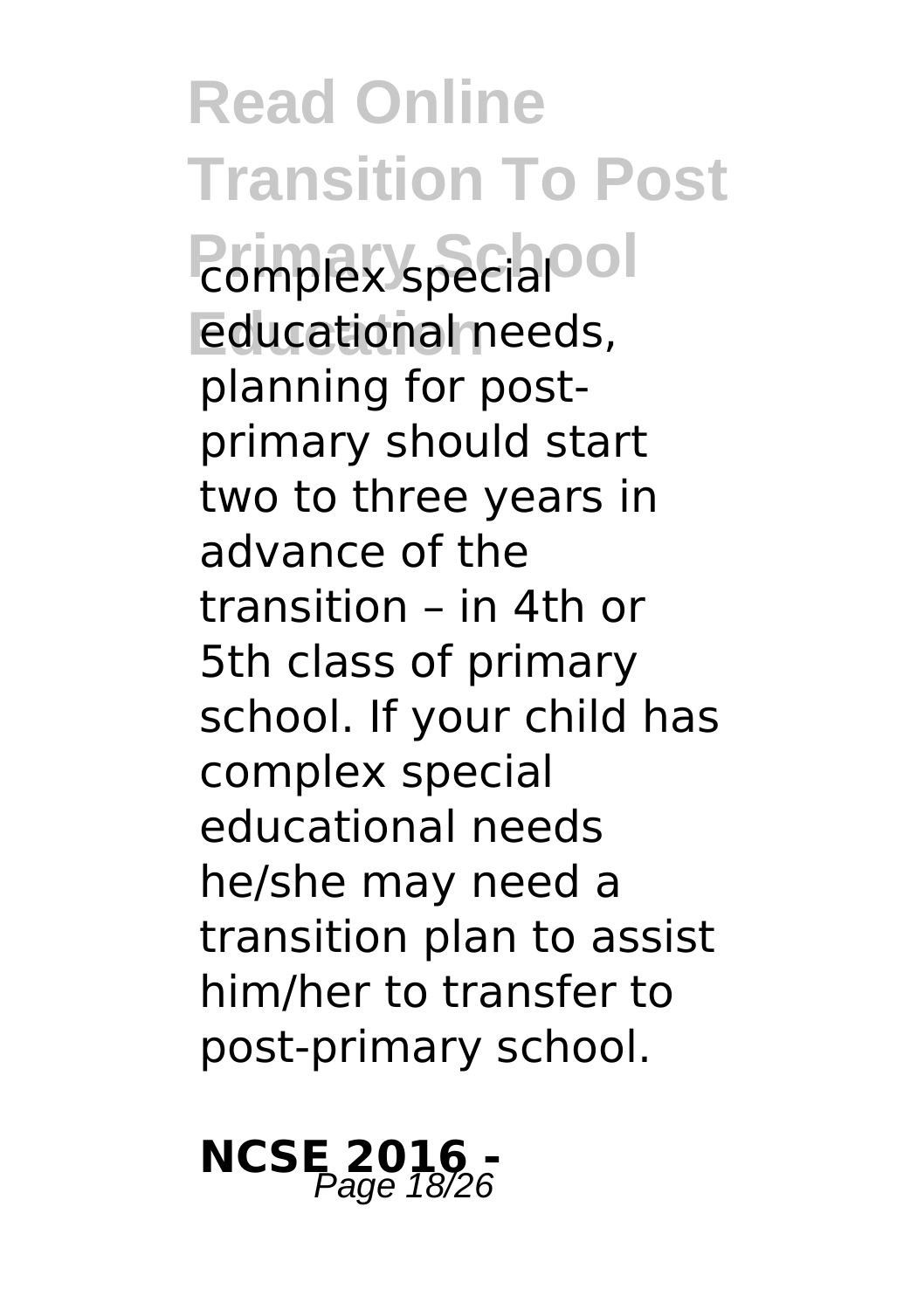complex special educational needs, planning for post-primary should start two to three years in advance of the transition – in 4th or 5th class of primary school. If your child has complex special educational needs he/she may need a transition plan to assist him/her to transfer to post-primary school.

## NCSE 2016 -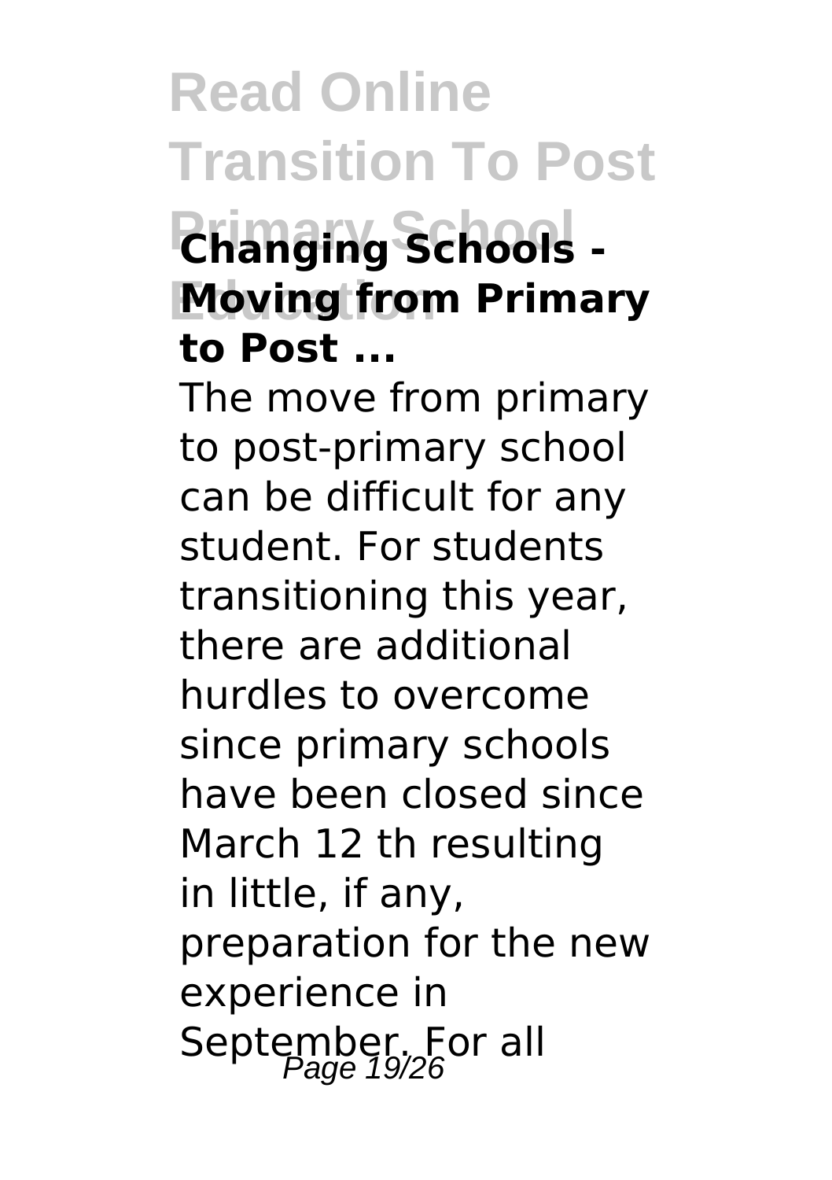### Changing Schools - Moving from Primary to Post ...

The move from primary to post-primary school can be difficult for any student. For students transitioning this year, there are additional hurdles to overcome since primary schools have been closed since March 12 th resulting in little, if any, preparation for the new experience in September. For all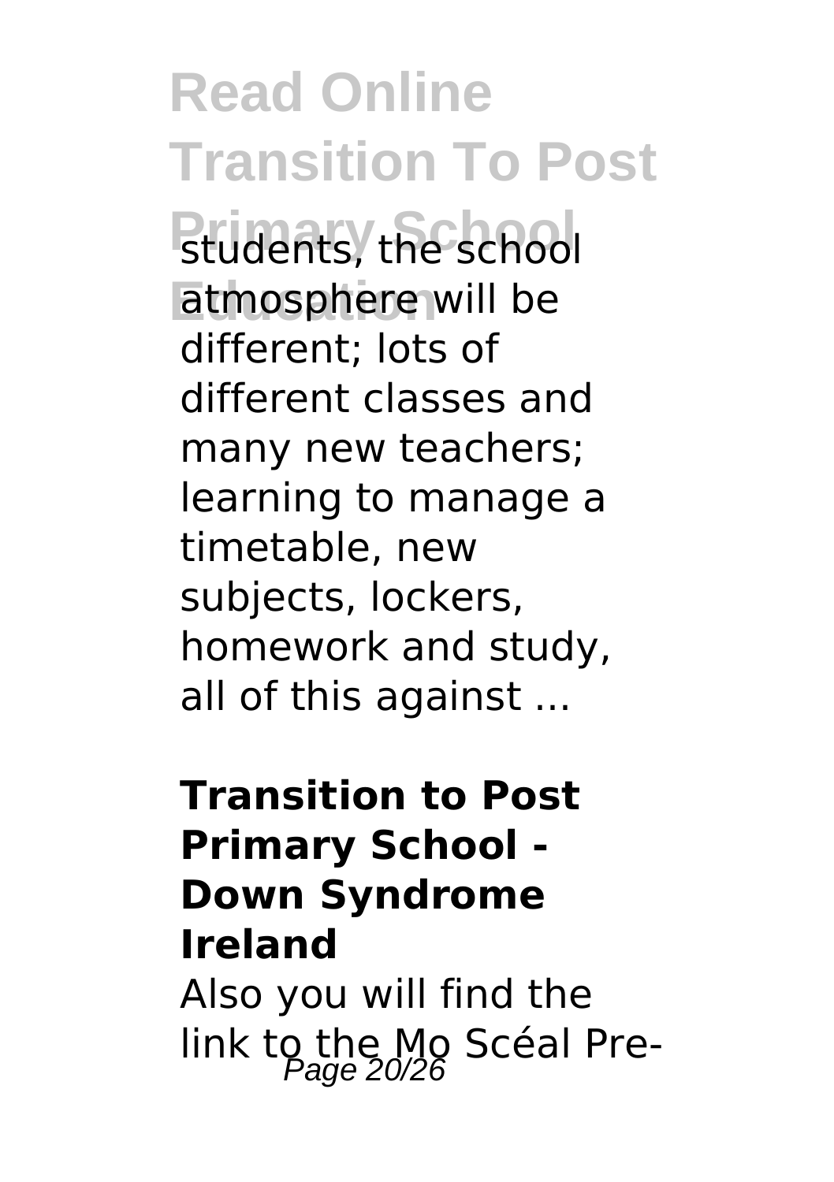students, the school atmosphere will be different; lots of different classes and many new teachers; learning to manage a timetable, new subjects, lockers, homework and study, all of this against ...

**Transition to Post Primary School - Down Syndrome Ireland**

Also you will find the link to the Mo Scéal Pre-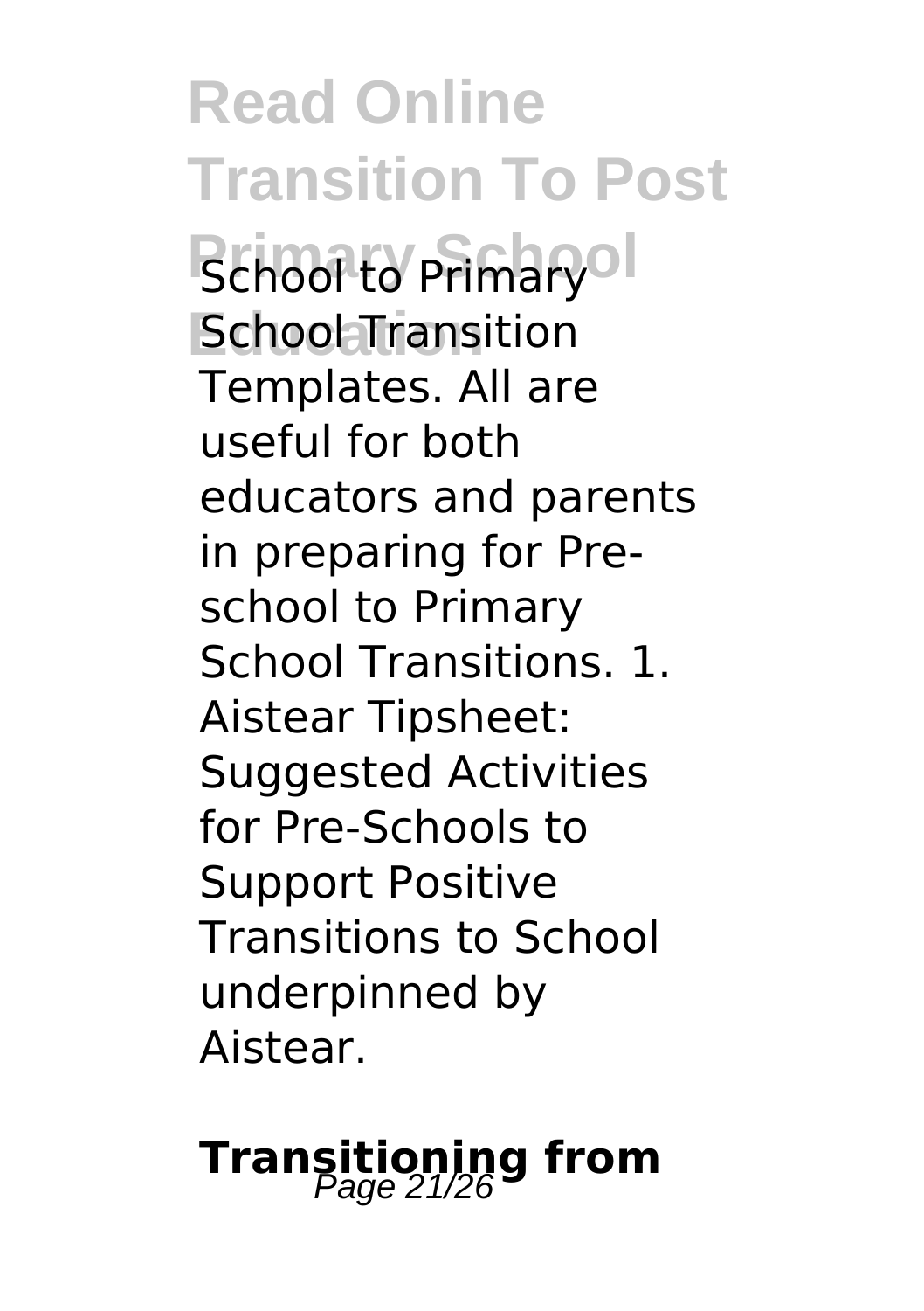School to Primary School Transition Templates. All are useful for both educators and parents in preparing for Pre-school to Primary School Transitions. 1. Aistear Tipsheet: Suggested Activities for Pre-Schools to Support Positive Transitions to School underpinned by Aistear.

## Transitioning from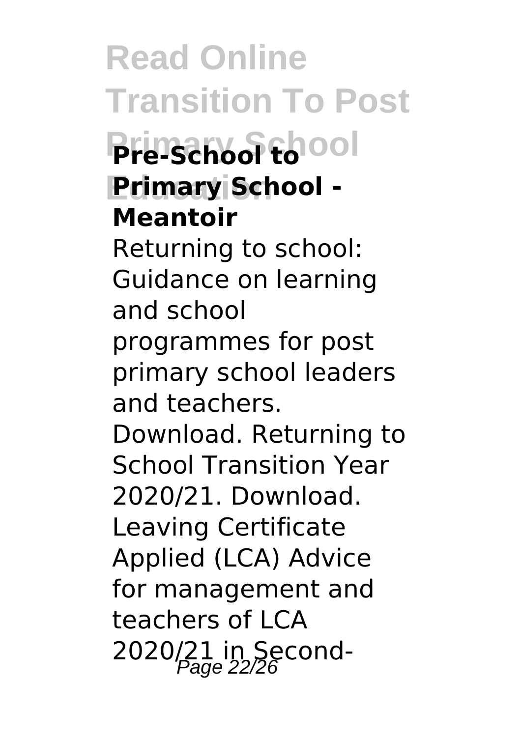**Pre-School to Primary School - Meantoir**

Returning to school: Guidance on learning and school programmes for post primary school leaders and teachers. Download. Returning to School Transition Year 2020/21. Download. Leaving Certificate Applied (LCA) Advice for management and teachers of LCA 2020/21 in Second-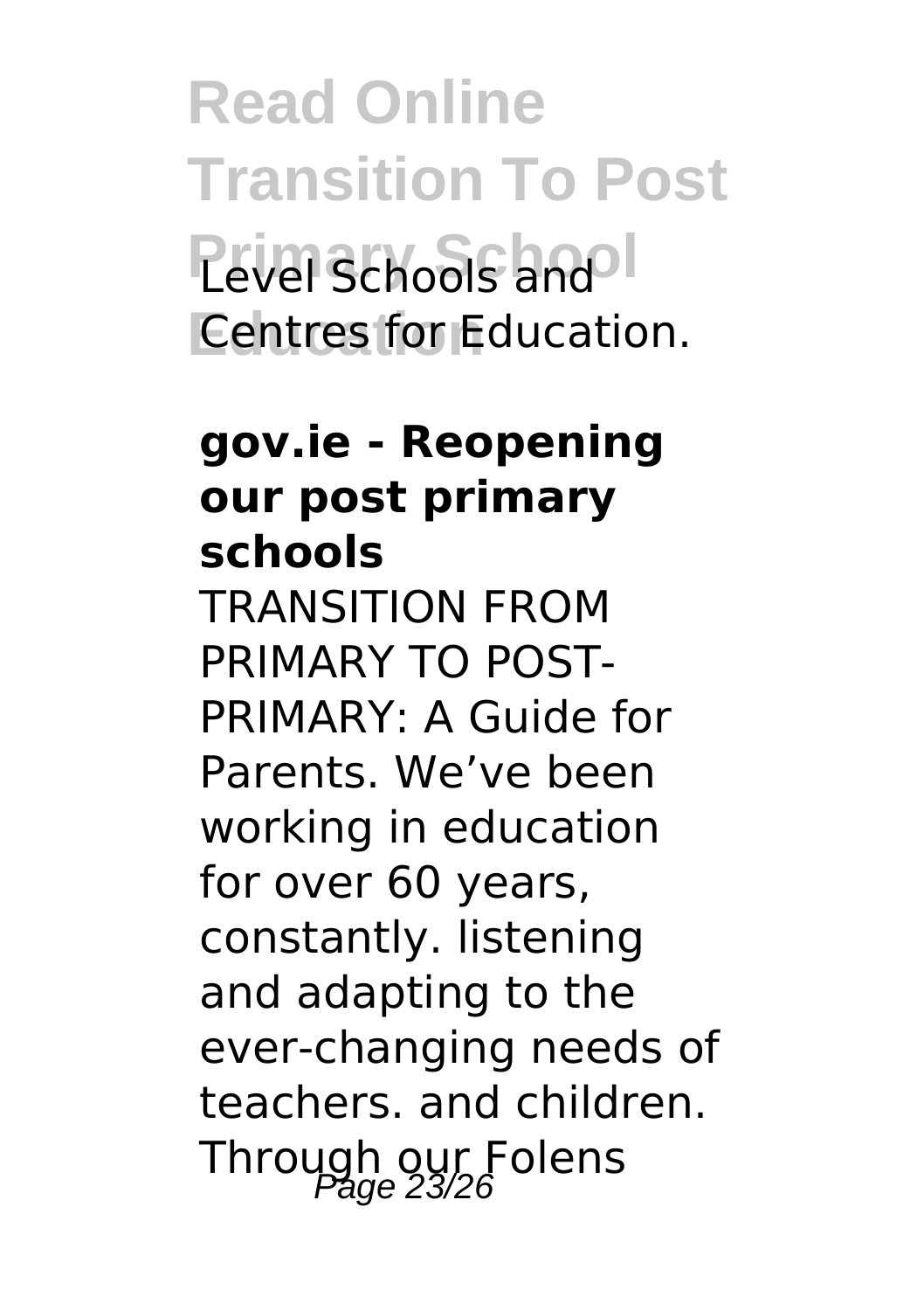Level Schools and Centres for Education.

**gov.ie - Reopening our post primary schools**

TRANSITION FROM PRIMARY TO POST-PRIMARY: A Guide for Parents. We've been working in education for over 60 years, constantly. listening and adapting to the ever-changing needs of teachers. and children. Through our Folens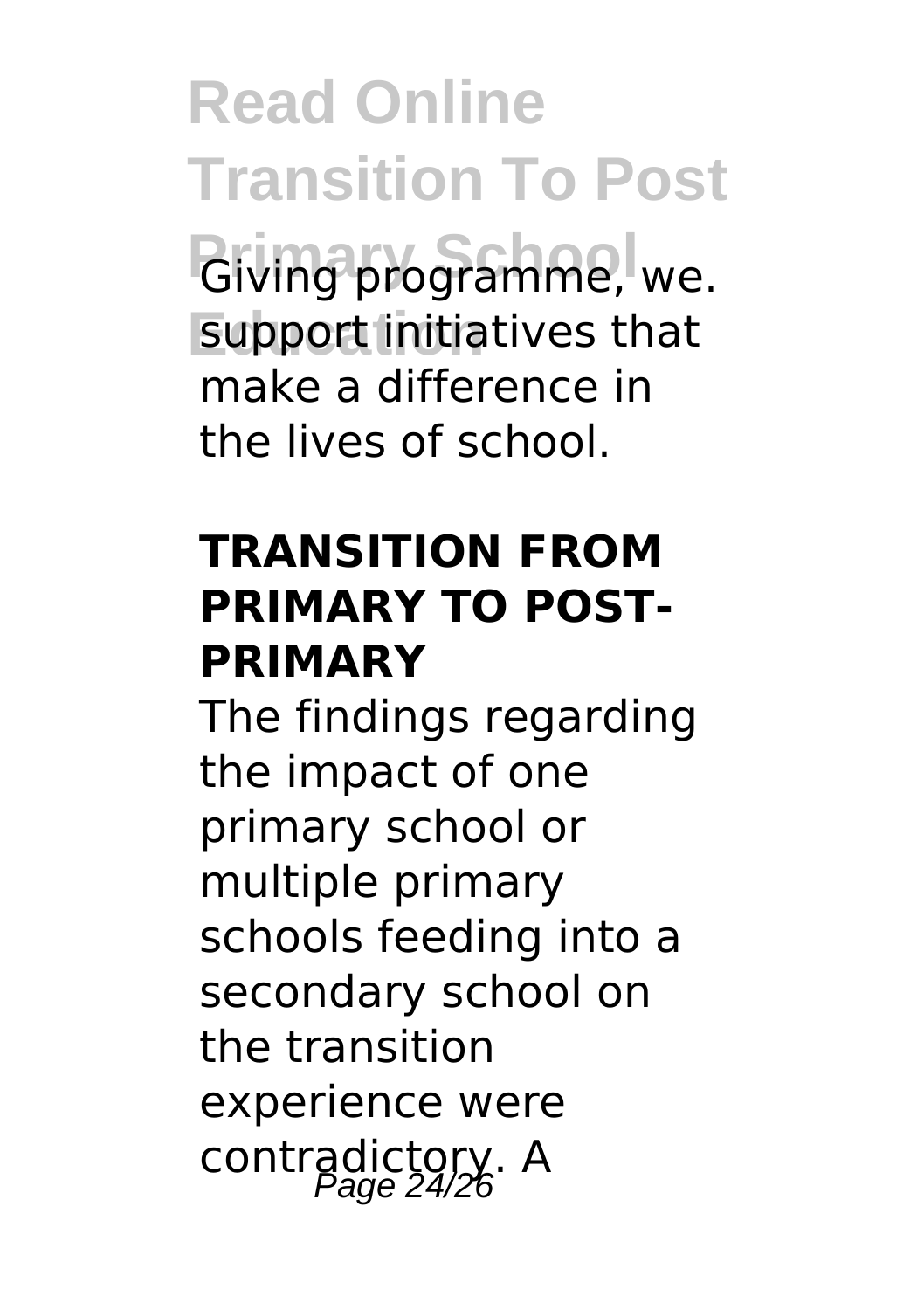Giving programme, we. support initiatives that make a difference in the lives of school.

## TRANSITION FROM PRIMARY TO POST-PRIMARY

The findings regarding the impact of one primary school or multiple primary schools feeding into a secondary school on the transition experience were contradictory. A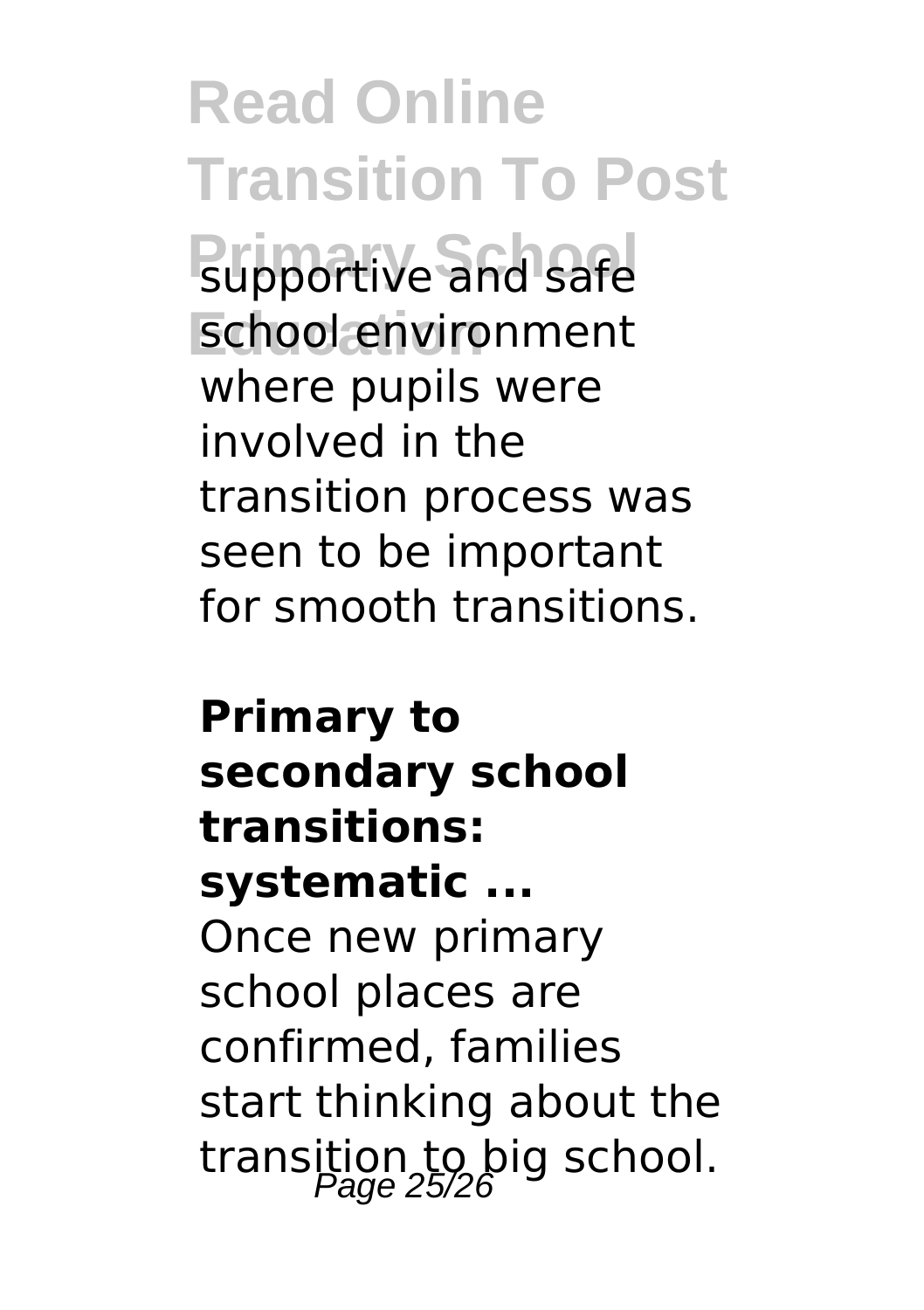supportive and safe school environment where pupils were involved in the transition process was seen to be important for smooth transitions.

**Primary to secondary school transitions: systematic ...**

Once new primary school places are confirmed, families start thinking about the transition to big school.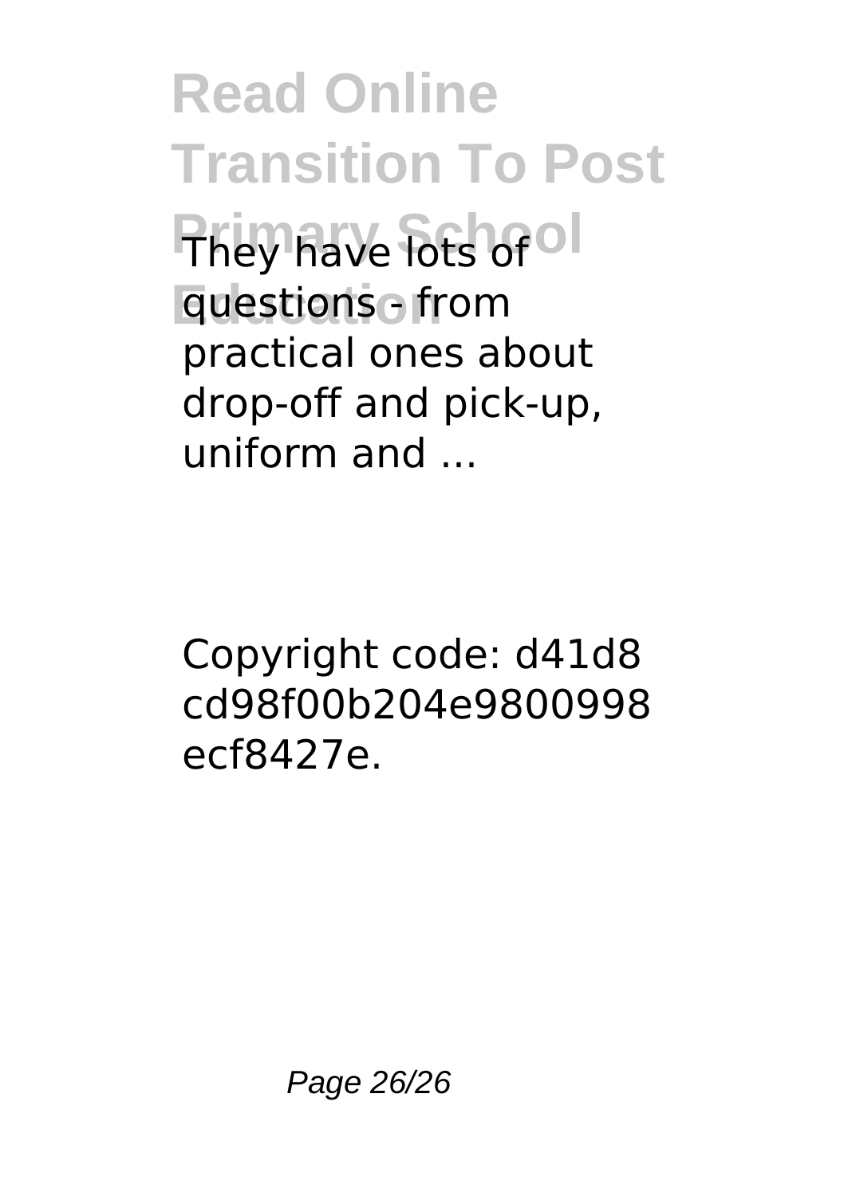They have lots of questions - from practical ones about drop-off and pick-up, uniform and ...

Copyright code: d41d8cd98f00b204e9800998ecf8427e.